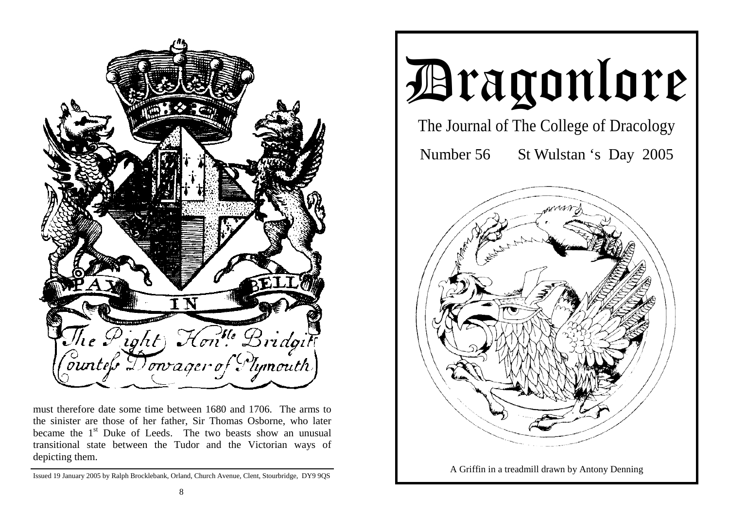must therefore date some time between 1680 and 1706. The arms to the sinister are those of her father, Sir Thomas Osborne, who later became the 1st Duke of Leeds. The two beasts show an unusual transitional state between the Tudor and the Victorian ways of depicting them.

Issued 19 January 2005 by Ralph Brocklebank, Orland, Church Avenue, Clent, Stourbridge, DY9 9QS

# Dragonlore

## The Journal of The College of Dracology

Number 56 St Wulstan 's Day 2005

A Griffin in a treadmill drawn by Antony Denning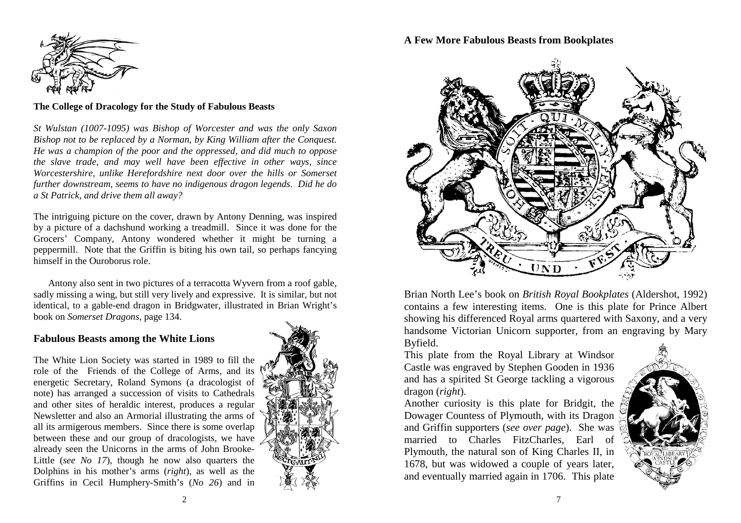### The College of Dracology for the Study of Fabulous Beasts

*St Wulstan (1007-1095) was Bishop of Worcester and was the only Saxon Bishop not to be replaced by a Norman, by King William after the Conquest. He was a champion of the poor and the oppressed, and did much to oppose the slave trade, and may well have been effective in other ways, since Worcestershire, unlike Herefordshire next door over the hills or Somerset further downstream, seems to have no indigenous dragon legends. Did he do a St Patrick, and drive them all away?*

The intriguing picture on the cover, drawn by Antony Denning, was inspired by a picture of a dachshund working a treadmill. Since it was done for the Grocers' Company, Antony wondered whether it might be turning a peppermill. Note that the Griffin is biting his own tail, so perhaps fancying himself in the Ouroborus role.

Antony also sent in two pictures of a terracotta Wyvern from a roof gable, sadly missing a wing, but still very lively and expressive. It is similar, but not identical, to a gable-end dragon in Bridgwater, illustrated in Brian Wright's book on *Somerset Dragons*, page 134.

## Fabulous Beasts among the White Lions

The White Lion Society was started in 1989 to fill the role of the Friends of the College of Arms, and its energetic Secretary, Roland Symons (a dracologist of note) has arranged a succession of visits to Cathedrals and other sites of heraldic interest, produces a regular Newsletter and also an Armorial illustrating the arms of all its armigerous members. Since there is some overlap between these and our group of dracologists, we have already seen the Unicorns in the arms of John Brooke-Little (*see No 17*), though he now also quarters the Dolphins in his mother's arms (*right*), as well as the Griffins in Cecil Humphery-Smith's (*No 26*) and in

## A Few More Fabulous Beasts from Bookplates

Brian North Lee's book on *British Royal Bookplates* (Aldershot, 1992) contains a few interesting items. One is this plate for Prince Albert showing his differenced Royal arms quartered with Saxony, and a very handsome Victorian Unicorn supporter, from an engraving by Mary Byfield.

This plate from the Royal Library at Windsor Castle was engraved by Stephen Gooden in 1936 and has a spirited St George tackling a vigorous dragon (*right*).

Another curiosity is this plate for Bridgit, the Dowager Countess of Plymouth, with its Dragon and Griffin supporters (*see over page*). She was married to Charles FitzCharles, Earl of Plymouth, the natural son of King Charles II, in 1678, but was widowed a couple of years later, and eventually married again in 1706. This plate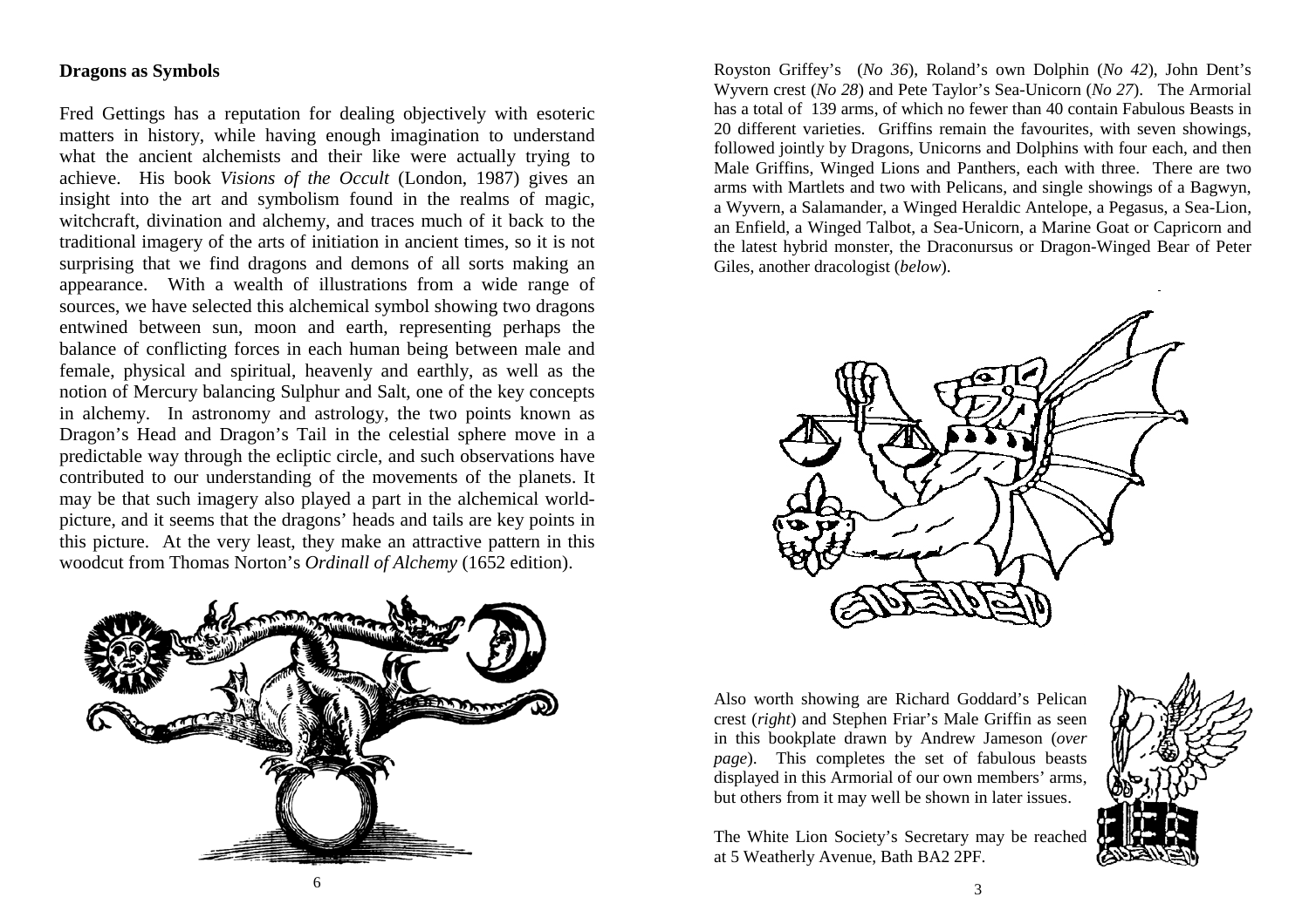## Dragons as Symbols

Fred Gettings has a reputation for dealing objectively with esoteric matters in history, while having enough imagination to understand what the ancient alchemists and their like were actually trying to achieve. His book *Visions of the Occult* (London, 1987) gives an insight into the art and symbolism found in the realms of magic, witchcraft, divination and alchemy, and traces much of it back to the traditional imagery of the arts of initiation in ancient times, so it is not surprising that we find dragons and demons of all sorts making an appearance. With a wealth of illustrations from a wide range of sources, we have selected this alchemical symbol showing two dragons entwined between sun, moon and earth, representing perhaps the balance of conflicting forces in each human being between male and female, physical and spiritual, heavenly and earthly, as well as the notion of Mercury balancing Sulphur and Salt, one of the key concepts in alchemy. In astronomy and astrology, the two points known as Dragon's Head and Dragon's Tail in the celestial sphere move in a predictable way through the ecliptic circle, and such observations have contributed to our understanding of the movements of the planets. It may be that such imagery also played a part in the alchemical world-picture, and it seems that the dragons' heads and tails are key points in this picture. At the very least, they make an attractive pattern in this woodcut from Thomas Norton's *Ordinall of Alchemy* (1652 edition).

Royston Griffey's (*No 36*), Roland's own Dolphin (*No 42*), John Dent's Wyvern crest (*No 28*) and Pete Taylor's Sea-Unicorn (*No 27*). The Armorial has a total of 139 arms, of which no fewer than 40 contain Fabulous Beasts in 20 different varieties. Griffins remain the favourites, with seven showings, followed jointly by Dragons, Unicorns and Dolphins with four each, and then Male Griffins, Winged Lions and Panthers, each with three. There are two arms with Martlets and two with Pelicans, and single showings of a Bagwyn, a Wyvern, a Salamander, a Winged Heraldic Antelope, a Pegasus, a Sea-Lion, an Enfield, a Winged Talbot, a Sea-Unicorn, a Marine Goat or Capricorn and the latest hybrid monster, the Draconursus or Dragon-Winged Bear of Peter Giles, another dracologist (*below*).

Also worth showing are Richard Goddard's Pelican crest (*right*) and Stephen Friar's Male Griffin as seen in this bookplate drawn by Andrew Jameson (*over page*). This completes the set of fabulous beasts displayed in this Armorial of our own members' arms, but others from it may well be shown in later issues.

The White Lion Society's Secretary may be reached at 5 Weatherly Avenue, Bath BA2 2PF.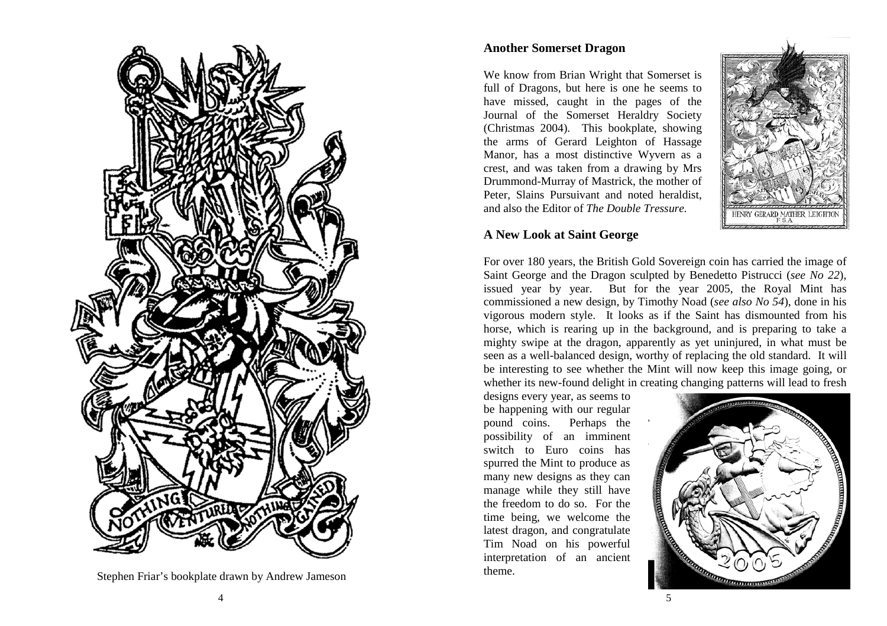Stephen Friar's bookplate drawn by Andrew Jameson

## Another Somerset Dragon

We know from Brian Wright that Somerset is full of Dragons, but here is one he seems to have missed, caught in the pages of the Journal of the Somerset Heraldry Society (Christmas 2004). This bookplate, showing the arms of Gerard Leighton of Hassage Manor, has a most distinctive Wyvern as a crest, and was taken from a drawing by Mrs Drummond-Murray of Mastrick, the mother of Peter, Slains Pursuivant and noted heraldist, and also the Editor of *The Double Tressure*.

## A New Look at Saint George

For over 180 years, the British Gold Sovereign coin has carried the image of Saint George and the Dragon sculpted by Benedetto Pistrucci (*see No 22*), issued year by year. But for the year 2005, the Royal Mint has commissioned a new design, by Timothy Noad (*see also No 54*), done in his vigorous modern style. It looks as if the Saint has dismounted from his horse, which is rearing up in the background, and is preparing to take a mighty swipe at the dragon, apparently as yet uninjured, in what must be seen as a well-balanced design, worthy of replacing the old standard. It will be interesting to see whether the Mint will now keep this image going, or whether its new-found delight in creating changing patterns will lead to fresh designs every year, as seems to be happening with our regular pound coins. Perhaps the possibility of an imminent switch to Euro coins has spurred the Mint to produce as many new designs as they can manage while they still have the freedom to do so. For the time being, we welcome the latest dragon, and congratulate Tim Noad on his powerful interpretation of an ancient theme.